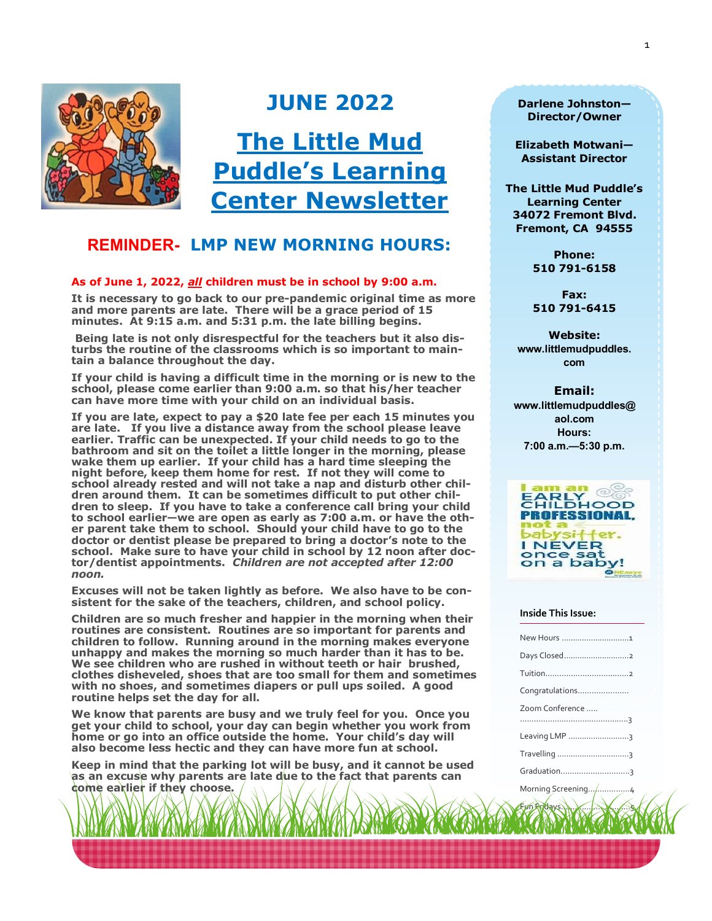# JUNE 2022

# The Little Mud Puddle's Learning Center Newsletter

## REMINDER- LMP NEW MORNING HOURS:

**As of June 1, 2022, *all* children must be in school by 9:00 a.m.**

**It is necessary to go back to our pre-pandemic original time as more and more parents are late. There will be a grace period of 15 minutes. At 9:15 a.m. and 5:31 p.m. the late billing begins.**

**Being late is not only disrespectful for the teachers but it also disturbs the routine of the classrooms which is so important to maintain a balance throughout the day.**

**If your child is having a difficult time in the morning or is new to the school, please come earlier than 9:00 a.m. so that his/her teacher can have more time with your child on an individual basis.**

**If you are late, expect to pay a $20 late fee per each 15 minutes you are late. If you live a distance away from the school please leave earlier. Traffic can be unexpected. If your child needs to go to the bathroom and sit on the toilet a little longer in the morning, please wake them up earlier. If your child has a hard time sleeping the night before, keep them home for rest. If not they will come to school already rested and will not take a nap and disturb other children around them. It can be sometimes difficult to put other children to sleep. If you have to take a conference call bring your child to school earlier—we are open as early as 7:00 a.m. or have the other parent take them to school. Should your child have to go to the doctor or dentist please be prepared to bring a doctor's note to the school. Make sure to have your child in school by 12 noon after doctor/dentist appointments. *Children are not accepted after 12:00 noon.***

**Excuses will not be taken lightly as before. We also have to be consistent for the sake of the teachers, children, and school policy.**

**Children are so much fresher and happier in the morning when their routines are consistent. Routines are so important for parents and children to follow. Running around in the morning makes everyone unhappy and makes the morning so much harder than it has to be. We see children who are rushed in without teeth or hair brushed, clothes disheveled, shoes that are too small for them and sometimes with no shoes, and sometimes diapers or pull ups soiled. A good routine helps set the day for all.**

**We know that parents are busy and we truly feel for you. Once you get your child to school, your day can begin whether you work from home or go into an office outside the home. Your child's day will also become less hectic and they can have more fun at school.**

**Keep in mind that the parking lot will be busy, and it cannot be used as an excuse why parents are late due to the fact that parents can come earlier if they choose.**

---

**Darlene Johnston—Director/Owner**

**Elizabeth Motwani—Assistant Director**

**The Little Mud Puddle's Learning Center**
**34072 Fremont Blvd.**
**Fremont, CA 94555**

**Phone:**
**510 791-6158**

**Fax:**
**510 791-6415**

**Website:**
**www.littlemudpuddles.com**

**Email:**
**www.littlemudpuddles@aol.com**

**Hours:**
**7:00 a.m.—5:30 p.m.**

I am an EARLY CHILDHOOD PROFESSIONAL, not a babysitter. I NEVER once sat on a baby!

**Inside This Issue:**

| | |
|---|---|
| New Hours | 1 |
| Days Closed | 2 |
| Tuition | 2 |
| Congratulations | |
| Zoom Conference | 3 |
| Leaving LMP | 3 |
| Travelling | 3 |
| Graduation | 3 |
| Morning Screening | 4 |
| Fun Fridays | 5 |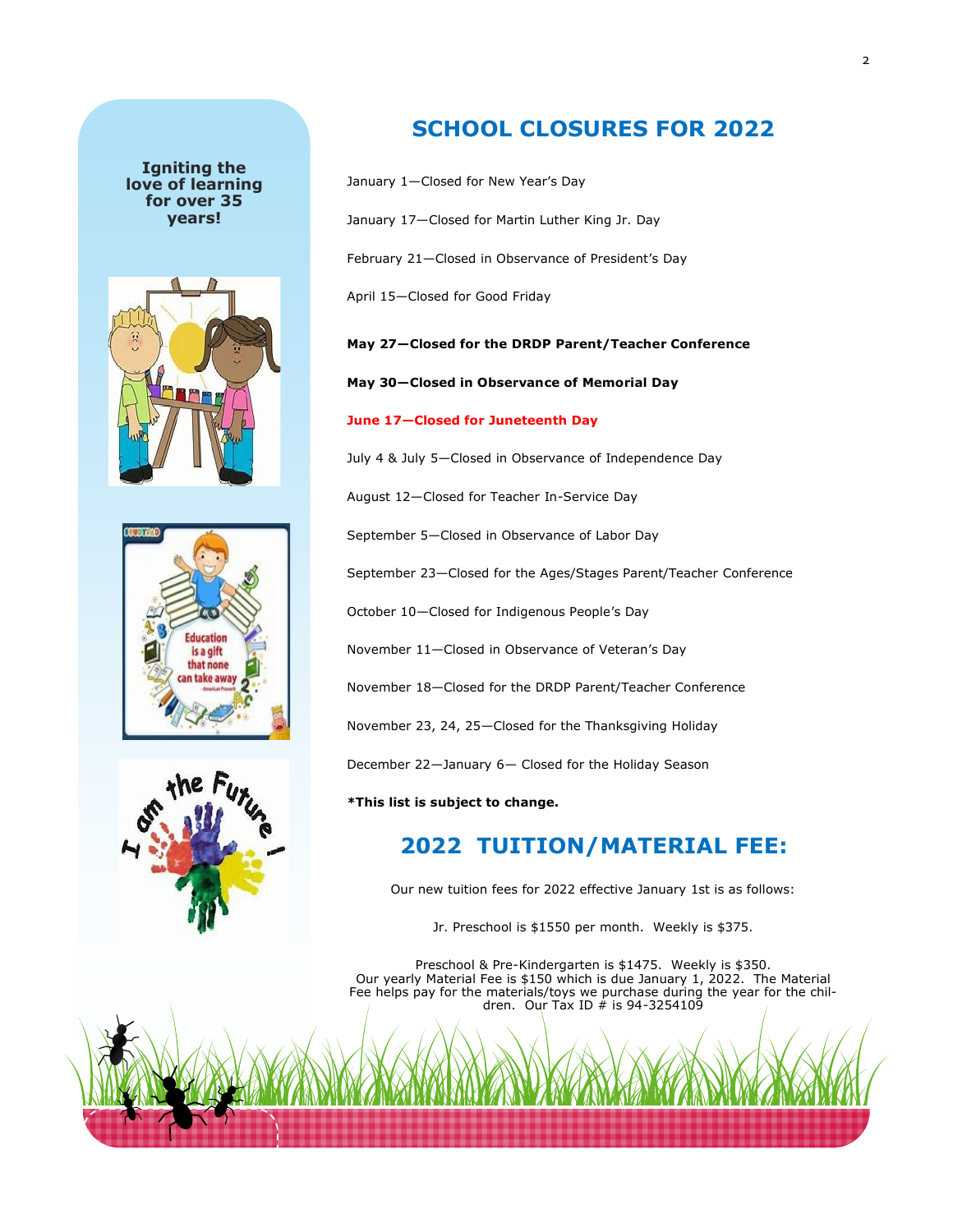**Igniting the love of learning for over 35 years!**

## SCHOOL CLOSURES FOR 2022

January 1—Closed for New Year's Day

January 17—Closed for Martin Luther King Jr. Day

February 21—Closed in Observance of President's Day

April 15—Closed for Good Friday

**May 27—Closed for the DRDP Parent/Teacher Conference**

**May 30—Closed in Observance of Memorial Day**

**June 17—Closed for Juneteenth Day**

July 4 & July 5—Closed in Observance of Independence Day

August 12—Closed for Teacher In-Service Day

September 5—Closed in Observance of Labor Day

September 23—Closed for the Ages/Stages Parent/Teacher Conference

October 10—Closed for Indigenous People's Day

November 11—Closed in Observance of Veteran's Day

November 18—Closed for the DRDP Parent/Teacher Conference

November 23, 24, 25—Closed for the Thanksgiving Holiday

December 22—January 6— Closed for the Holiday Season

**\*This list is subject to change.**

## 2022 TUITION/MATERIAL FEE:

Our new tuition fees for 2022 effective January 1st is as follows:

Jr. Preschool is $1550 per month. Weekly is $375.

Preschool & Pre-Kindergarten is $1475. Weekly is $350.
Our yearly Material Fee is $150 which is due January 1, 2022. The Material Fee helps pay for the materials/toys we purchase during the year for the children. Our Tax ID # is 94-3254109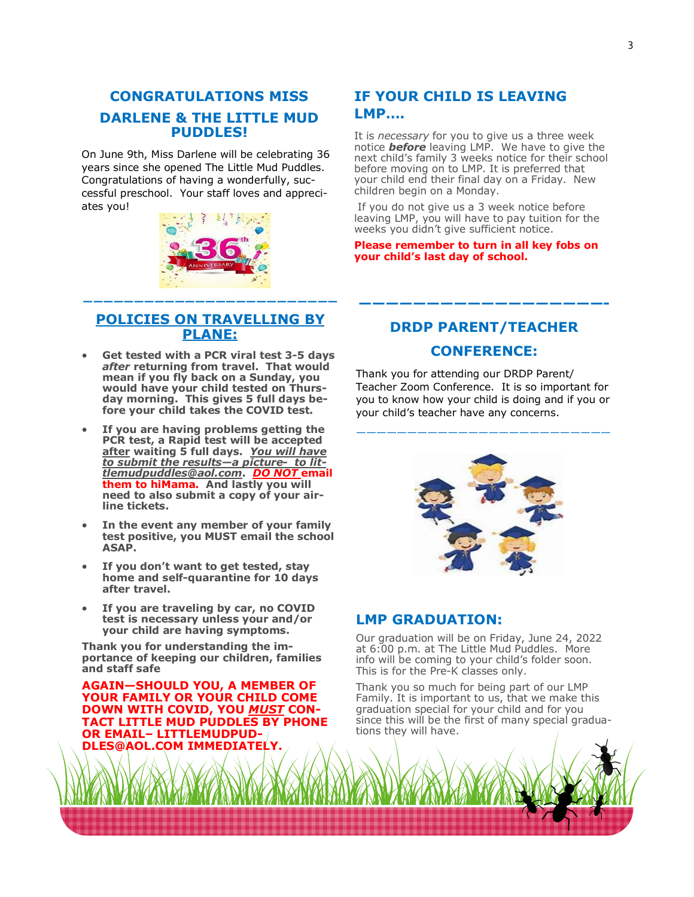## CONGRATULATIONS MISS DARLENE & THE LITTLE MUD PUDDLES!

On June 9th, Miss Darlene will be celebrating 36 years since she opened The Little Mud Puddles. Congratulations of having a wonderfully, successful preschool. Your staff loves and appreciates you!

---

## POLICIES ON TRAVELLING BY PLANE:

- **Get tested with a PCR viral test 3-5 days *after* returning from travel. That would mean if you fly back on a Sunday, you would have your child tested on Thursday morning. This gives 5 full days before your child takes the COVID test.**
- **If you are having problems getting the PCR test, a Rapid test will be accepted after waiting 5 full days. *You will have to submit the results—a picture- to littlemudpuddles@aol.com*. *DO NOT* email them to hiMama. And lastly you will need to also submit a copy of your airline tickets.**
- **In the event any member of your family test positive, you MUST email the school ASAP.**
- **If you don't want to get tested, stay home and self-quarantine for 10 days after travel.**
- **If you are traveling by car, no COVID test is necessary unless your and/or your child are having symptoms.**

**Thank you for understanding the importance of keeping our children, families and staff safe**

**AGAIN—SHOULD YOU, A MEMBER OF YOUR FAMILY OR YOUR CHILD COME DOWN WITH COVID, YOU *MUST* CONTACT LITTLE MUD PUDDLES BY PHONE OR EMAIL– LITTLEMUDPUDDLES@AOL.COM IMMEDIATELY.**

## IF YOUR CHILD IS LEAVING LMP....

It is *necessary* for you to give us a three week notice ***before*** leaving LMP. We have to give the next child's family 3 weeks notice for their school before moving on to LMP. It is preferred that your child end their final day on a Friday. New children begin on a Monday.

If you do not give us a 3 week notice before leaving LMP, you will have to pay tuition for the weeks you didn't give sufficient notice.

**Please remember to turn in all key fobs on your child's last day of school.**

---

## DRDP PARENT/TEACHER CONFERENCE:

Thank you for attending our DRDP Parent/Teacher Zoom Conference. It is so important for you to know how your child is doing and if you or your child's teacher have any concerns.

---

## LMP GRADUATION:

Our graduation will be on Friday, June 24, 2022 at 6:00 p.m. at The Little Mud Puddles. More info will be coming to your child's folder soon. This is for the Pre-K classes only.

Thank you so much for being part of our LMP Family. It is important to us, that we make this graduation special for your child and for you since this will be the first of many special graduations they will have.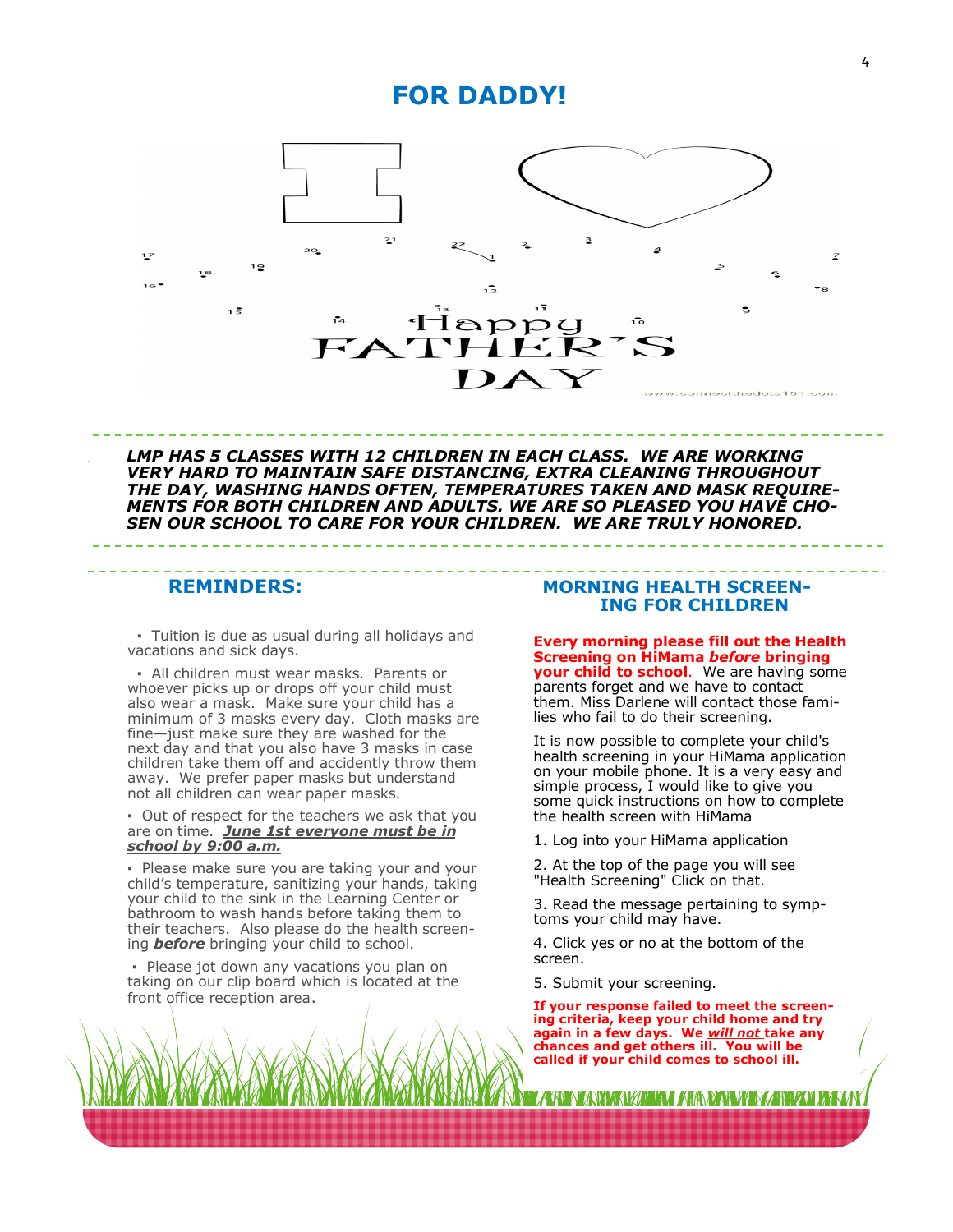# FOR DADDY!

Happy FATHER'S DAY

www.connectthedots101.com

***LMP HAS 5 CLASSES WITH 12 CHILDREN IN EACH CLASS. WE ARE WORKING VERY HARD TO MAINTAIN SAFE DISTANCING, EXTRA CLEANING THROUGHOUT THE DAY, WASHING HANDS OFTEN, TEMPERATURES TAKEN AND MASK REQUIREMENTS FOR BOTH CHILDREN AND ADULTS. WE ARE SO PLEASED YOU HAVE CHOSEN OUR SCHOOL TO CARE FOR YOUR CHILDREN. WE ARE TRULY HONORED.***

## REMINDERS:

- Tuition is due as usual during all holidays and vacations and sick days.
- All children must wear masks. Parents or whoever picks up or drops off your child must also wear a mask. Make sure your child has a minimum of 3 masks every day. Cloth masks are fine—just make sure they are washed for the next day and that you also have 3 masks in case children take them off and accidently throw them away. We prefer paper masks but understand not all children can wear paper masks.
- Out of respect for the teachers we ask that you are on time. ***June 1st everyone must be in school by 9:00 a.m.***
- Please make sure you are taking your and your child's temperature, sanitizing your hands, taking your child to the sink in the Learning Center or bathroom to wash hands before taking them to their teachers. Also please do the health screening ***before*** bringing your child to school.
- Please jot down any vacations you plan on taking on our clip board which is located at the front office reception area.

## MORNING HEALTH SCREENING FOR CHILDREN

**Every morning please fill out the Health Screening on HiMama *before* bringing your child to school**. We are having some parents forget and we have to contact them. Miss Darlene will contact those families who fail to do their screening.

It is now possible to complete your child's health screening in your HiMama application on your mobile phone. It is a very easy and simple process, I would like to give you some quick instructions on how to complete the health screen with HiMama

1. Log into your HiMama application
2. At the top of the page you will see "Health Screening" Click on that.
3. Read the message pertaining to symptoms your child may have.
4. Click yes or no at the bottom of the screen.
5. Submit your screening.

**If your response failed to meet the screening criteria, keep your child home and try again in a few days. We *will not* take any chances and get others ill. You will be called if your child comes to school ill.**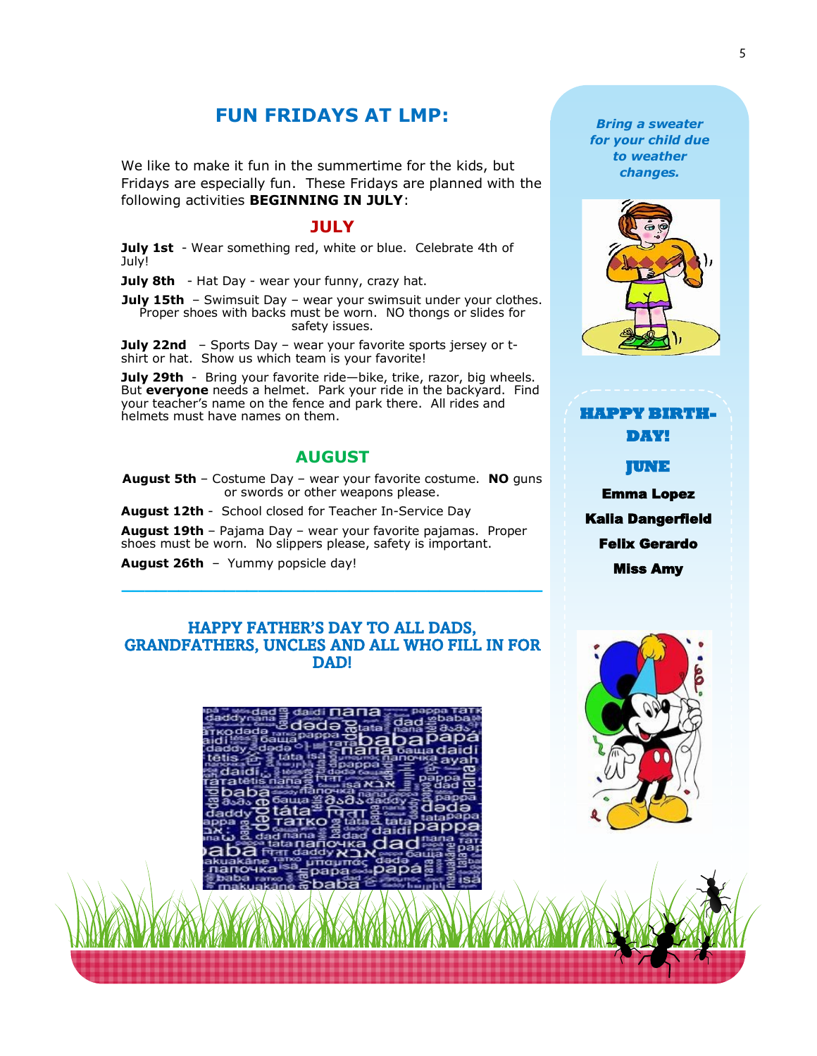## FUN FRIDAYS AT LMP:

We like to make it fun in the summertime for the kids, but Fridays are especially fun. These Fridays are planned with the following activities **BEGINNING IN JULY**:

### JULY

**July 1st** - Wear something red, white or blue. Celebrate 4th of July!

**July 8th** - Hat Day - wear your funny, crazy hat.

**July 15th** – Swimsuit Day – wear your swimsuit under your clothes. Proper shoes with backs must be worn. NO thongs or slides for safety issues.

**July 22nd** – Sports Day – wear your favorite sports jersey or t-shirt or hat. Show us which team is your favorite!

**July 29th** - Bring your favorite ride—bike, trike, razor, big wheels. But **everyone** needs a helmet. Park your ride in the backyard. Find your teacher's name on the fence and park there. All rides and helmets must have names on them.

### AUGUST

**August 5th** – Costume Day – wear your favorite costume. **NO** guns or swords or other weapons please.

**August 12th** - School closed for Teacher In-Service Day

**August 19th** – Pajama Day – wear your favorite pajamas. Proper shoes must be worn. No slippers please, safety is important.

**August 26th** – Yummy popsicle day!

---

### HAPPY FATHER'S DAY TO ALL DADS, GRANDFATHERS, UNCLES AND ALL WHO FILL IN FOR DAD!

*Bring a sweater for your child due to weather changes.*

### HAPPY BIRTH-DAY!

**JUNE**

**Emma Lopez**

**Kalia Dangerfield**

**Felix Gerardo**

**Miss Amy**